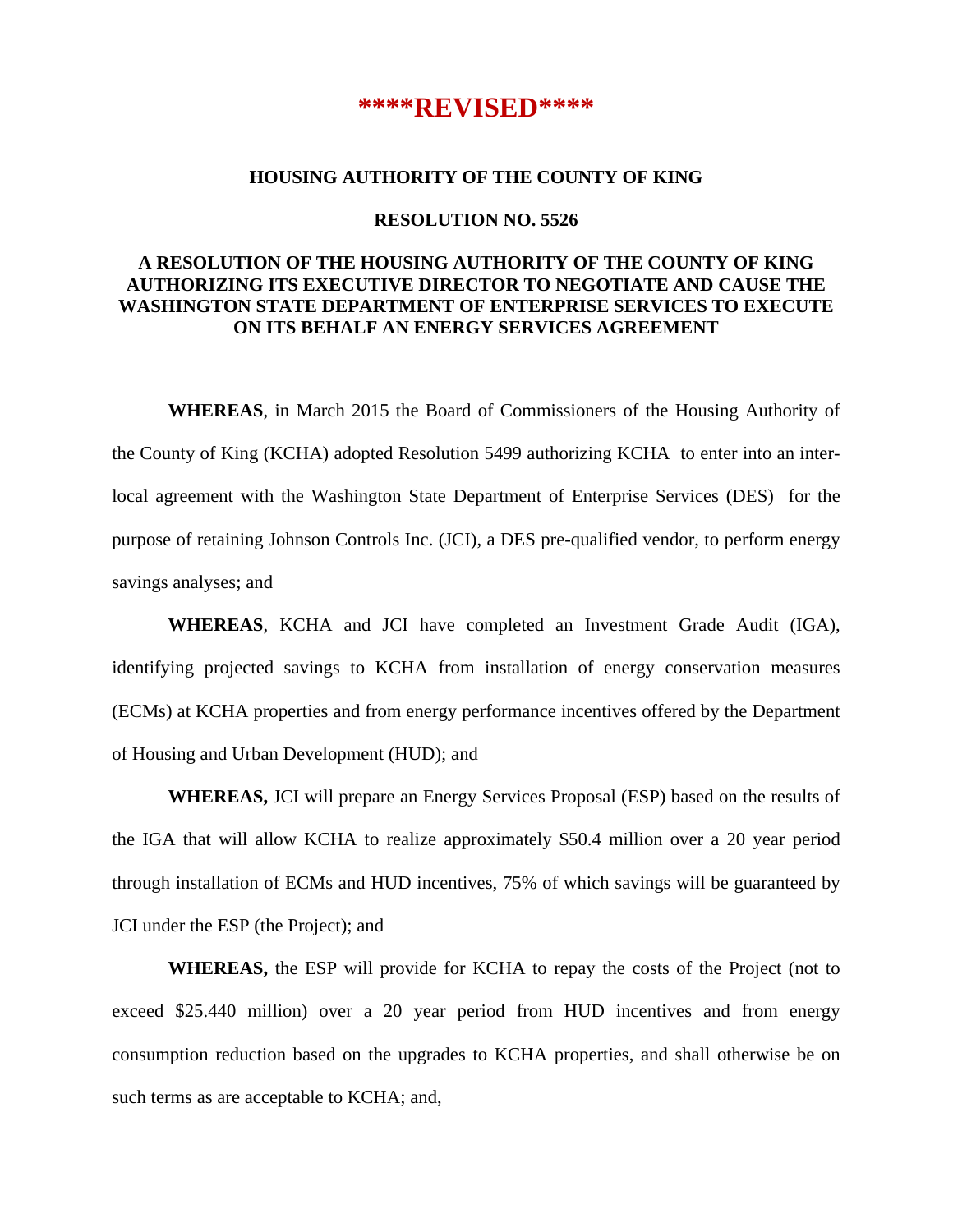# ****REVISED****

## HOUSING AUTHORITY OF THE COUNTY OF KING

## RESOLUTION NO. 5526

## A RESOLUTION OF THE HOUSING AUTHORITY OF THE COUNTY OF KING AUTHORIZING ITS EXECUTIVE DIRECTOR TO NEGOTIATE AND CAUSE THE WASHINGTON STATE DEPARTMENT OF ENTERPRISE SERVICES TO EXECUTE ON ITS BEHALF AN ENERGY SERVICES AGREEMENT

**WHEREAS**, in March 2015 the Board of Commissioners of the Housing Authority of the County of King (KCHA) adopted Resolution 5499 authorizing KCHA to enter into an inter-local agreement with the Washington State Department of Enterprise Services (DES) for the purpose of retaining Johnson Controls Inc. (JCI), a DES pre-qualified vendor, to perform energy savings analyses; and

**WHEREAS**, KCHA and JCI have completed an Investment Grade Audit (IGA), identifying projected savings to KCHA from installation of energy conservation measures (ECMs) at KCHA properties and from energy performance incentives offered by the Department of Housing and Urban Development (HUD); and

**WHEREAS,** JCI will prepare an Energy Services Proposal (ESP) based on the results of the IGA that will allow KCHA to realize approximately $50.4 million over a 20 year period through installation of ECMs and HUD incentives, 75% of which savings will be guaranteed by JCI under the ESP (the Project); and

**WHEREAS,** the ESP will provide for KCHA to repay the costs of the Project (not to exceed $25.440 million) over a 20 year period from HUD incentives and from energy consumption reduction based on the upgrades to KCHA properties, and shall otherwise be on such terms as are acceptable to KCHA; and,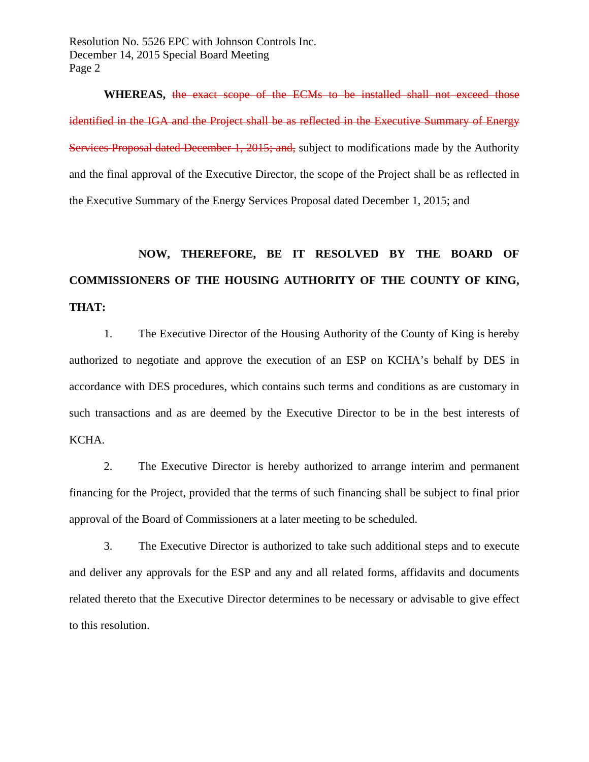**WHEREAS,** ~~the exact scope of the ECMs to be installed shall not exceed those identified in the IGA and the Project shall be as reflected in the Executive Summary of Energy Services Proposal dated December 1, 2015; and,~~ subject to modifications made by the Authority and the final approval of the Executive Director, the scope of the Project shall be as reflected in the Executive Summary of the Energy Services Proposal dated December 1, 2015; and

**NOW, THEREFORE, BE IT RESOLVED BY THE BOARD OF COMMISSIONERS OF THE HOUSING AUTHORITY OF THE COUNTY OF KING, THAT:**

1. The Executive Director of the Housing Authority of the County of King is hereby authorized to negotiate and approve the execution of an ESP on KCHA's behalf by DES in accordance with DES procedures, which contains such terms and conditions as are customary in such transactions and as are deemed by the Executive Director to be in the best interests of KCHA.

2. The Executive Director is hereby authorized to arrange interim and permanent financing for the Project, provided that the terms of such financing shall be subject to final prior approval of the Board of Commissioners at a later meeting to be scheduled.

3. The Executive Director is authorized to take such additional steps and to execute and deliver any approvals for the ESP and any and all related forms, affidavits and documents related thereto that the Executive Director determines to be necessary or advisable to give effect to this resolution.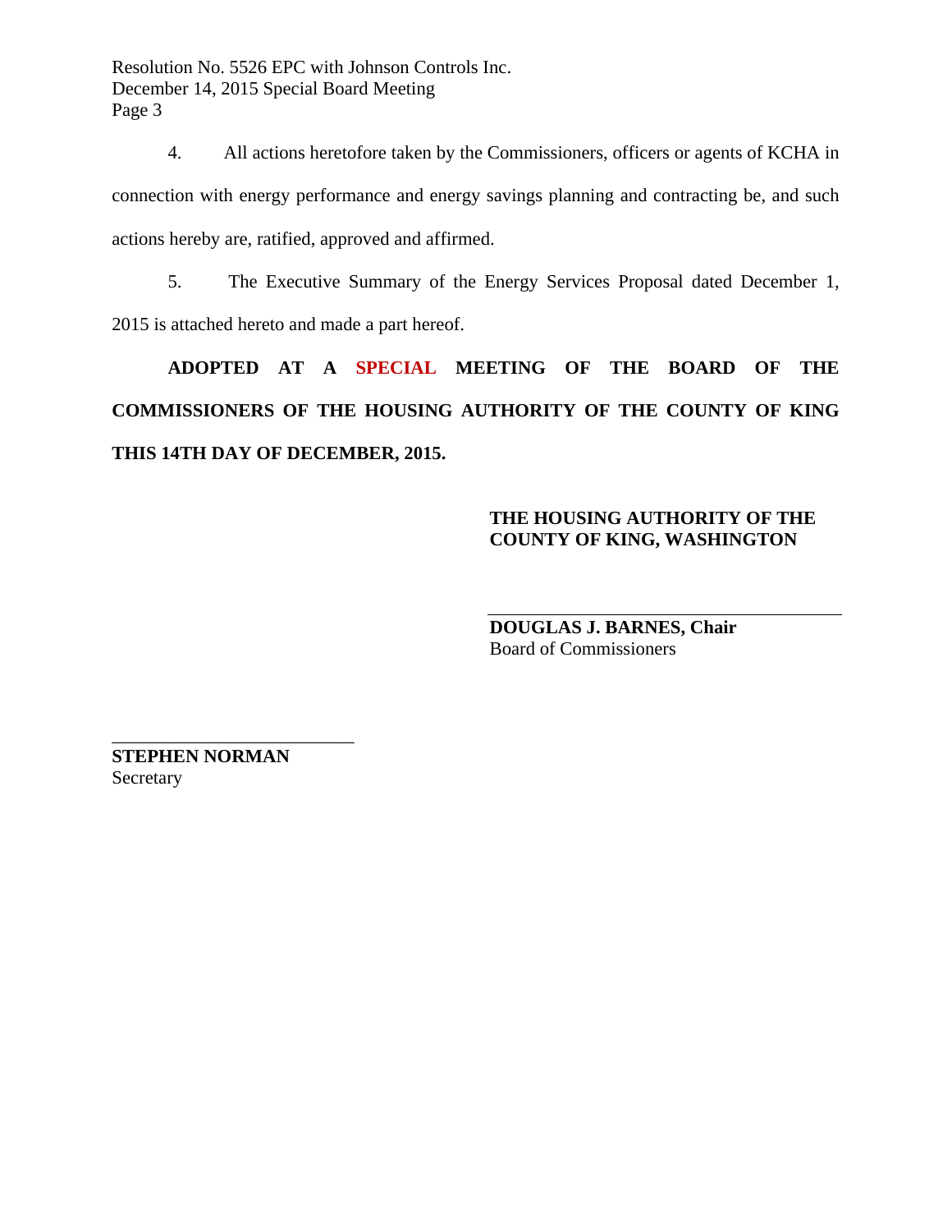4. All actions heretofore taken by the Commissioners, officers or agents of KCHA in connection with energy performance and energy savings planning and contracting be, and such actions hereby are, ratified, approved and affirmed.

5. The Executive Summary of the Energy Services Proposal dated December 1, 2015 is attached hereto and made a part hereof.

**ADOPTED AT A SPECIAL MEETING OF THE BOARD OF THE COMMISSIONERS OF THE HOUSING AUTHORITY OF THE COUNTY OF KING THIS 14TH DAY OF DECEMBER, 2015.**

**THE HOUSING AUTHORITY OF THE COUNTY OF KING, WASHINGTON**

\_\_\_\_\_\_\_\_\_\_\_\_\_\_\_\_\_\_\_\_\_\_\_\_\_\_\_\_\_\_
**DOUGLAS J. BARNES, Chair**
Board of Commissioners

\_\_\_\_\_\_\_\_\_\_\_\_\_\_\_\_\_\_\_\_\_\_\_\_\_\_\_\_\_\_
**STEPHEN NORMAN**
Secretary